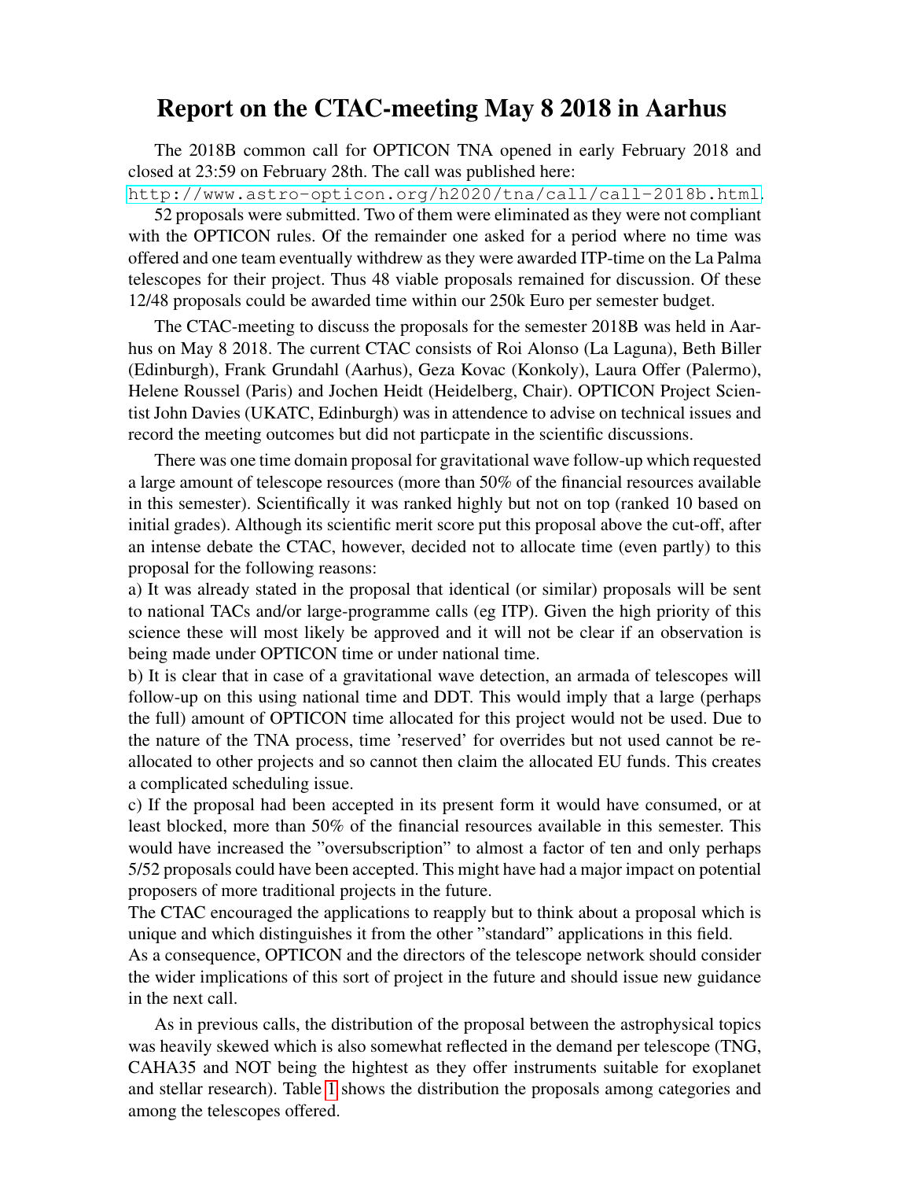# Report on the CTAC-meeting May 8 2018 in Aarhus

The 2018B common call for OPTICON TNA opened in early February 2018 and closed at 23:59 on February 28th. The call was published here: http://www.astro-opticon.org/h2020/tna/call/call-2018b.html.

52 proposals were submitted. Two of them were eliminated as they were not compliant with the OPTICON rules. Of the remainder one asked for a period where no time was offered and one team eventually withdrew as they were awarded ITP-time on the La Palma telescopes for their project. Thus 48 viable proposals remained for discussion. Of these 12/48 proposals could be awarded time within our 250k Euro per semester budget.

The CTAC-meeting to discuss the proposals for the semester 2018B was held in Aarhus on May 8 2018. The current CTAC consists of Roi Alonso (La Laguna), Beth Biller (Edinburgh), Frank Grundahl (Aarhus), Geza Kovac (Konkoly), Laura Offer (Palermo), Helene Roussel (Paris) and Jochen Heidt (Heidelberg, Chair). OPTICON Project Scientist John Davies (UKATC, Edinburgh) was in attendence to advise on technical issues and record the meeting outcomes but did not particpate in the scientific discussions.

There was one time domain proposal for gravitational wave follow-up which requested a large amount of telescope resources (more than 50% of the financial resources available in this semester). Scientifically it was ranked highly but not on top (ranked 10 based on initial grades). Although its scientific merit score put this proposal above the cut-off, after an intense debate the CTAC, however, decided not to allocate time (even partly) to this proposal for the following reasons:

a) It was already stated in the proposal that identical (or similar) proposals will be sent to national TACs and/or large-programme calls (eg ITP). Given the high priority of this science these will most likely be approved and it will not be clear if an observation is being made under OPTICON time or under national time.

b) It is clear that in case of a gravitational wave detection, an armada of telescopes will follow-up on this using national time and DDT. This would imply that a large (perhaps the full) amount of OPTICON time allocated for this project would not be used. Due to the nature of the TNA process, time 'reserved' for overrides but not used cannot be re-allocated to other projects and so cannot then claim the allocated EU funds. This creates a complicated scheduling issue.

c) If the proposal had been accepted in its present form it would have consumed, or at least blocked, more than 50% of the financial resources available in this semester. This would have increased the "oversubscription" to almost a factor of ten and only perhaps 5/52 proposals could have been accepted. This might have had a major impact on potential proposers of more traditional projects in the future.

The CTAC encouraged the applications to reapply but to think about a proposal which is unique and which distinguishes it from the other "standard" applications in this field.

As a consequence, OPTICON and the directors of the telescope network should consider the wider implications of this sort of project in the future and should issue new guidance in the next call.

As in previous calls, the distribution of the proposal between the astrophysical topics was heavily skewed which is also somewhat reflected in the demand per telescope (TNG, CAHA35 and NOT being the hightest as they offer instruments suitable for exoplanet and stellar research). Table 1 shows the distribution the proposals among categories and among the telescopes offered.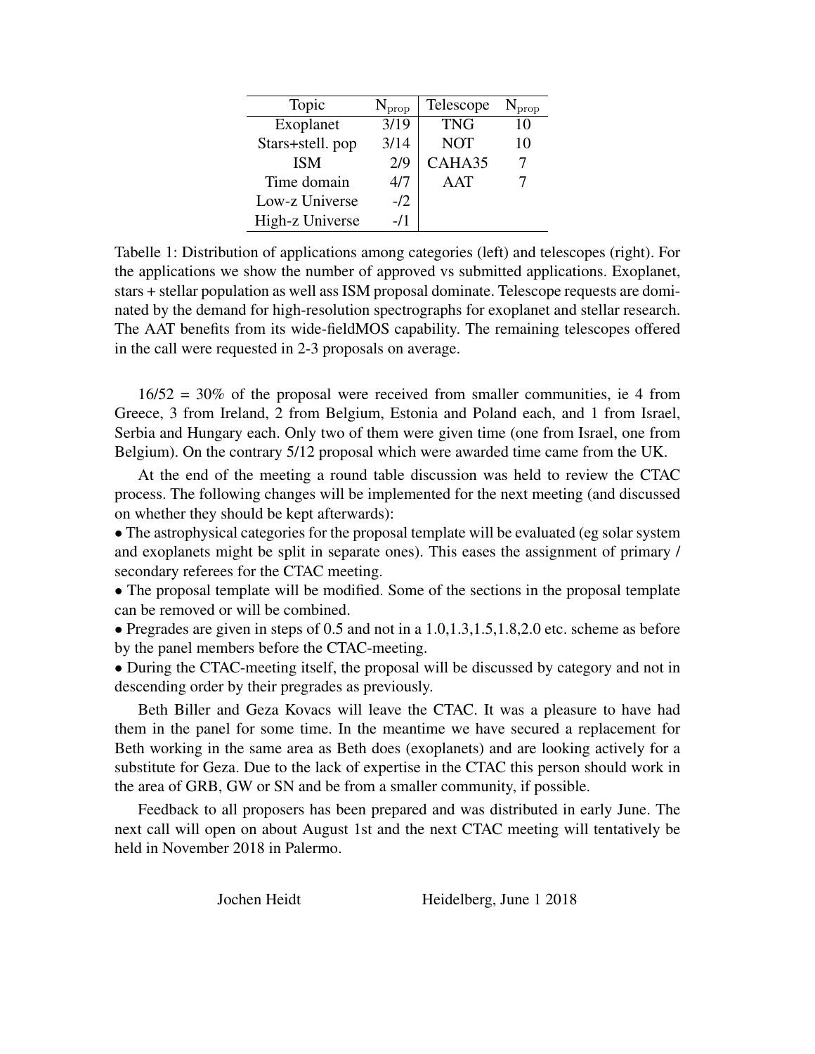| Topic | $N_{prop}$ | Telescope | $N_{prop}$ |
|---|---|---|---|
| Exoplanet | 3/19 | TNG | 10 |
| Stars+stell. pop | 3/14 | NOT | 10 |
| ISM | 2/9 | CAHA35 | 7 |
| Time domain | 4/7 | AAT | 7 |
| Low-z Universe | -/2 | | |
| High-z Universe | -/1 | | |

Tabelle 1: Distribution of applications among categories (left) and telescopes (right). For the applications we show the number of approved vs submitted applications. Exoplanet, stars + stellar population as well ass ISM proposal dominate. Telescope requests are dominated by the demand for high-resolution spectrographs for exoplanet and stellar research. The AAT benefits from its wide-fieldMOS capability. The remaining telescopes offered in the call were requested in 2-3 proposals on average.

16/52 = 30% of the proposal were received from smaller communities, ie 4 from Greece, 3 from Ireland, 2 from Belgium, Estonia and Poland each, and 1 from Israel, Serbia and Hungary each. Only two of them were given time (one from Israel, one from Belgium). On the contrary 5/12 proposal which were awarded time came from the UK.

At the end of the meeting a round table discussion was held to review the CTAC process. The following changes will be implemented for the next meeting (and discussed on whether they should be kept afterwards):

- The astrophysical categories for the proposal template will be evaluated (eg solar system and exoplanets might be split in separate ones). This eases the assignment of primary / secondary referees for the CTAC meeting.
- The proposal template will be modified. Some of the sections in the proposal template can be removed or will be combined.
- Pregrades are given in steps of 0.5 and not in a 1.0,1.3,1.5,1.8,2.0 etc. scheme as before by the panel members before the CTAC-meeting.
- During the CTAC-meeting itself, the proposal will be discussed by category and not in descending order by their pregrades as previously.

Beth Biller and Geza Kovacs will leave the CTAC. It was a pleasure to have had them in the panel for some time. In the meantime we have secured a replacement for Beth working in the same area as Beth does (exoplanets) and are looking actively for a substitute for Geza. Due to the lack of expertise in the CTAC this person should work in the area of GRB, GW or SN and be from a smaller community, if possible.

Feedback to all proposers has been prepared and was distributed in early June. The next call will open on about August 1st and the next CTAC meeting will tentatively be held in November 2018 in Palermo.

Jochen Heidt &nbsp;&nbsp;&nbsp;&nbsp;&nbsp;&nbsp;&nbsp;&nbsp; Heidelberg, June 1 2018